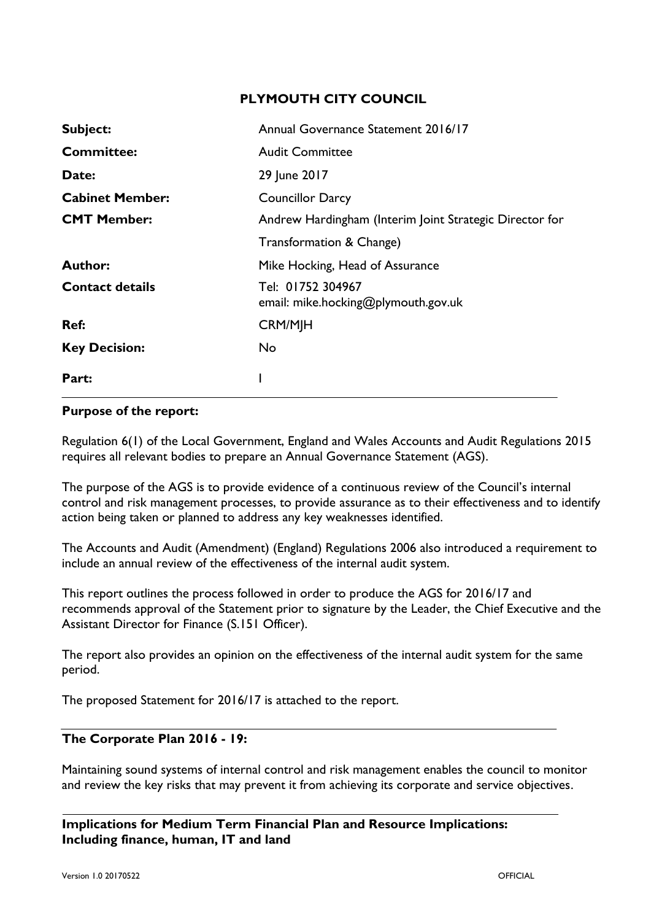# PLYMOUTH CITY COUNCIL

| | |
|---|---|
| **Subject:** | Annual Governance Statement 2016/17 |
| **Committee:** | Audit Committee |
| **Date:** | 29 June 2017 |
| **Cabinet Member:** | Councillor Darcy |
| **CMT Member:** | Andrew Hardingham (Interim Joint Strategic Director for Transformation & Change) |
| **Author:** | Mike Hocking, Head of Assurance |
| **Contact details** | Tel: 01752 304967<br>email: mike.hocking@plymouth.gov.uk |
| **Ref:** | CRM/MJH |
| **Key Decision:** | No |
| **Part:** | I |

---

**Purpose of the report:**

Regulation 6(1) of the Local Government, England and Wales Accounts and Audit Regulations 2015 requires all relevant bodies to prepare an Annual Governance Statement (AGS).

The purpose of the AGS is to provide evidence of a continuous review of the Council's internal control and risk management processes, to provide assurance as to their effectiveness and to identify action being taken or planned to address any key weaknesses identified.

The Accounts and Audit (Amendment) (England) Regulations 2006 also introduced a requirement to include an annual review of the effectiveness of the internal audit system.

This report outlines the process followed in order to produce the AGS for 2016/17 and recommends approval of the Statement prior to signature by the Leader, the Chief Executive and the Assistant Director for Finance (S.151 Officer).

The report also provides an opinion on the effectiveness of the internal audit system for the same period.

The proposed Statement for 2016/17 is attached to the report.

---

**The Corporate Plan 2016 - 19:**

Maintaining sound systems of internal control and risk management enables the council to monitor and review the key risks that may prevent it from achieving its corporate and service objectives.

---

**Implications for Medium Term Financial Plan and Resource Implications: Including finance, human, IT and land**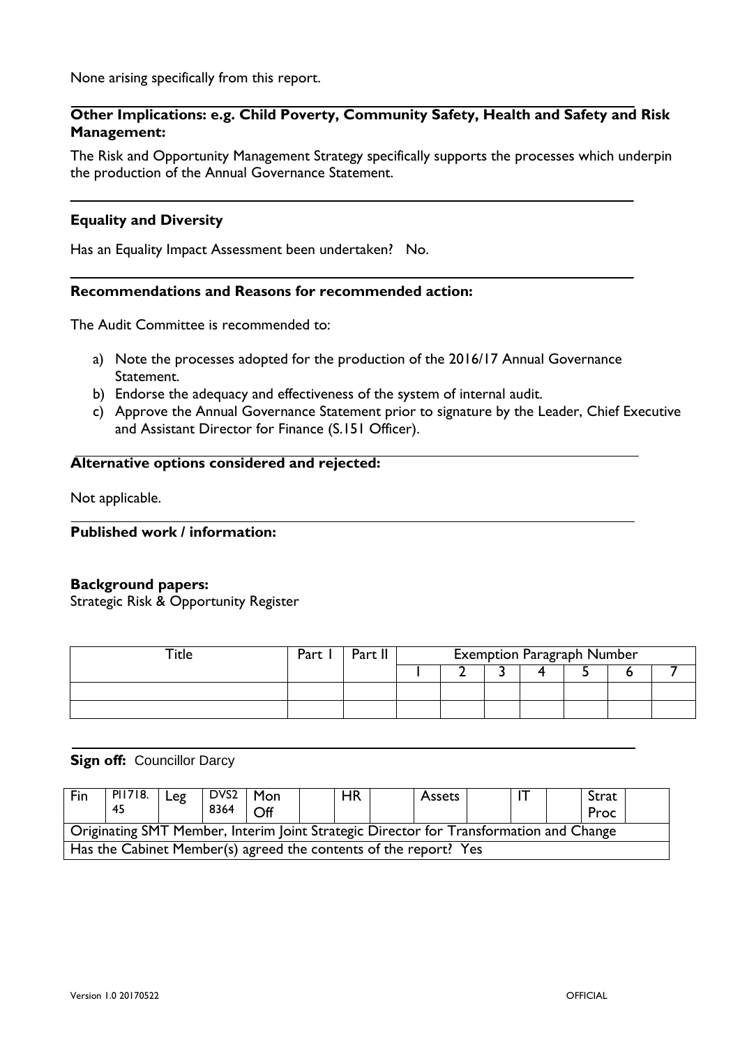None arising specifically from this report.

**Other Implications: e.g. Child Poverty, Community Safety, Health and Safety and Risk Management:**

The Risk and Opportunity Management Strategy specifically supports the processes which underpin the production of the Annual Governance Statement.

**Equality and Diversity**

Has an Equality Impact Assessment been undertaken? No.

**Recommendations and Reasons for recommended action:**

The Audit Committee is recommended to:

a) Note the processes adopted for the production of the 2016/17 Annual Governance Statement.
b) Endorse the adequacy and effectiveness of the system of internal audit.
c) Approve the Annual Governance Statement prior to signature by the Leader, Chief Executive and Assistant Director for Finance (S.151 Officer).

**Alternative options considered and rejected:**

Not applicable.

**Published work / information:**

**Background papers:**
Strategic Risk & Opportunity Register

| Title | Part I | Part II | Exemption Paragraph Number | | | | | | |
|---|---|---|---|---|---|---|---|---|---|
| | | | 1 | 2 | 3 | 4 | 5 | 6 | 7 |
| | | | | | | | | | |
| | | | | | | | | | |

**Sign off:** Councillor Darcy

| Fin | PI1718.45 | Leg | DVS28364 | Mon Off | | HR | | Assets | | IT | | Strat Proc | |
|---|---|---|---|---|---|---|---|---|---|---|---|---|---|
| Originating SMT Member, Interim Joint Strategic Director for Transformation and Change | | | | | | | | | | | | | |
| Has the Cabinet Member(s) agreed the contents of the report? Yes | | | | | | | | | | | | | |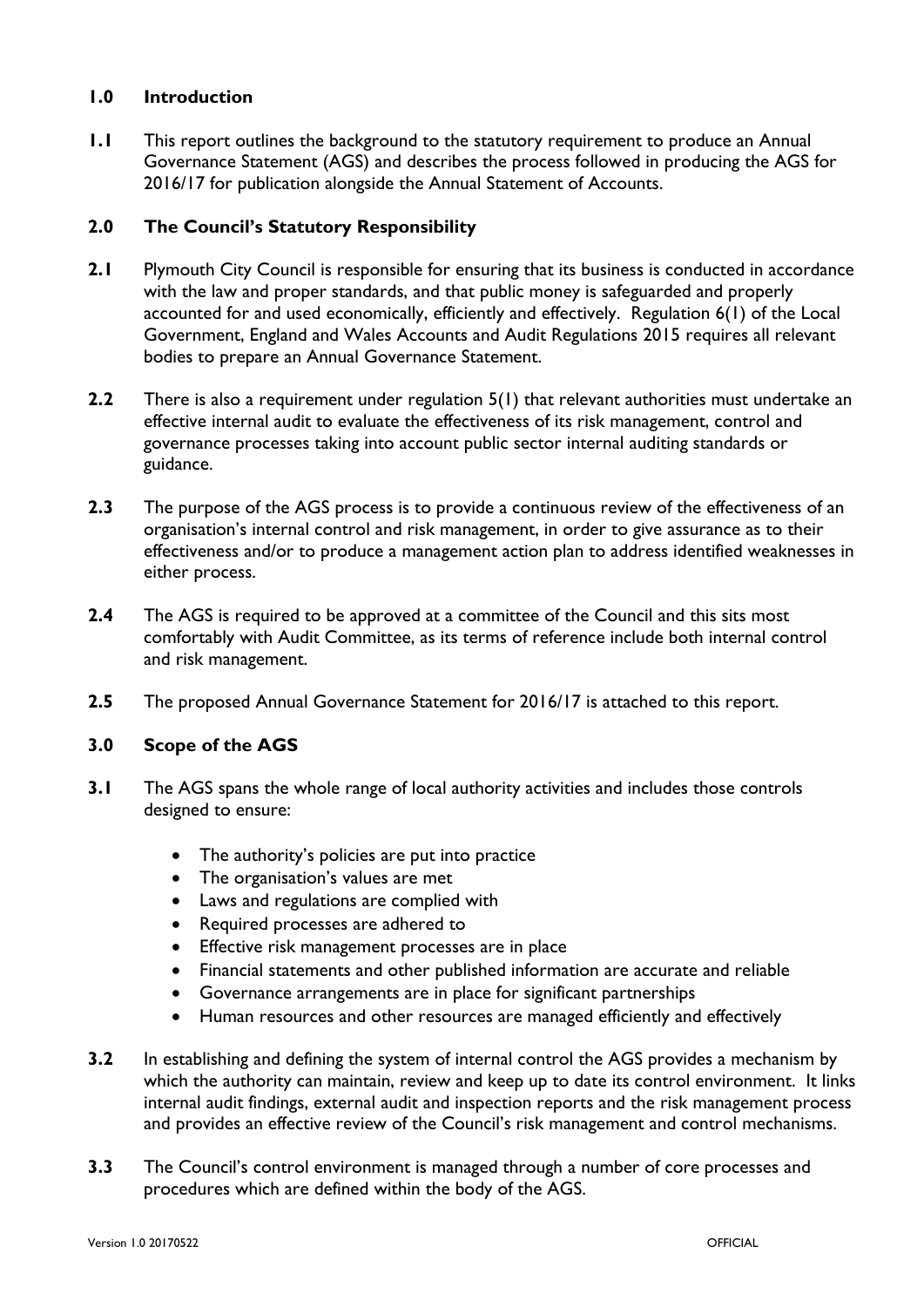## 1.0 Introduction

**1.1** This report outlines the background to the statutory requirement to produce an Annual Governance Statement (AGS) and describes the process followed in producing the AGS for 2016/17 for publication alongside the Annual Statement of Accounts.

## 2.0 The Council's Statutory Responsibility

**2.1** Plymouth City Council is responsible for ensuring that its business is conducted in accordance with the law and proper standards, and that public money is safeguarded and properly accounted for and used economically, efficiently and effectively. Regulation 6(1) of the Local Government, England and Wales Accounts and Audit Regulations 2015 requires all relevant bodies to prepare an Annual Governance Statement.

**2.2** There is also a requirement under regulation 5(1) that relevant authorities must undertake an effective internal audit to evaluate the effectiveness of its risk management, control and governance processes taking into account public sector internal auditing standards or guidance.

**2.3** The purpose of the AGS process is to provide a continuous review of the effectiveness of an organisation's internal control and risk management, in order to give assurance as to their effectiveness and/or to produce a management action plan to address identified weaknesses in either process.

**2.4** The AGS is required to be approved at a committee of the Council and this sits most comfortably with Audit Committee, as its terms of reference include both internal control and risk management.

**2.5** The proposed Annual Governance Statement for 2016/17 is attached to this report.

## 3.0 Scope of the AGS

**3.1** The AGS spans the whole range of local authority activities and includes those controls designed to ensure:

- The authority's policies are put into practice
- The organisation's values are met
- Laws and regulations are complied with
- Required processes are adhered to
- Effective risk management processes are in place
- Financial statements and other published information are accurate and reliable
- Governance arrangements are in place for significant partnerships
- Human resources and other resources are managed efficiently and effectively

**3.2** In establishing and defining the system of internal control the AGS provides a mechanism by which the authority can maintain, review and keep up to date its control environment. It links internal audit findings, external audit and inspection reports and the risk management process and provides an effective review of the Council's risk management and control mechanisms.

**3.3** The Council's control environment is managed through a number of core processes and procedures which are defined within the body of the AGS.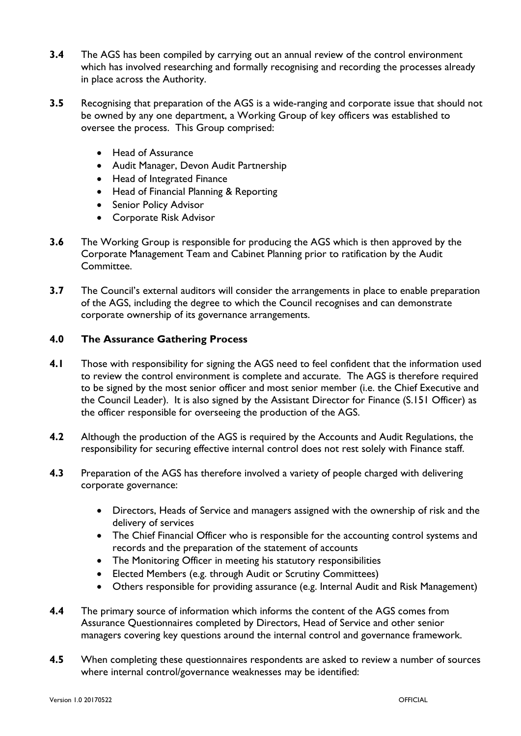**3.4** The AGS has been compiled by carrying out an annual review of the control environment which has involved researching and formally recognising and recording the processes already in place across the Authority.

**3.5** Recognising that preparation of the AGS is a wide-ranging and corporate issue that should not be owned by any one department, a Working Group of key officers was established to oversee the process. This Group comprised:

- Head of Assurance
- Audit Manager, Devon Audit Partnership
- Head of Integrated Finance
- Head of Financial Planning & Reporting
- Senior Policy Advisor
- Corporate Risk Advisor

**3.6** The Working Group is responsible for producing the AGS which is then approved by the Corporate Management Team and Cabinet Planning prior to ratification by the Audit Committee.

**3.7** The Council's external auditors will consider the arrangements in place to enable preparation of the AGS, including the degree to which the Council recognises and can demonstrate corporate ownership of its governance arrangements.

## 4.0 The Assurance Gathering Process

**4.1** Those with responsibility for signing the AGS need to feel confident that the information used to review the control environment is complete and accurate. The AGS is therefore required to be signed by the most senior officer and most senior member (i.e. the Chief Executive and the Council Leader). It is also signed by the Assistant Director for Finance (S.151 Officer) as the officer responsible for overseeing the production of the AGS.

**4.2** Although the production of the AGS is required by the Accounts and Audit Regulations, the responsibility for securing effective internal control does not rest solely with Finance staff.

**4.3** Preparation of the AGS has therefore involved a variety of people charged with delivering corporate governance:

- Directors, Heads of Service and managers assigned with the ownership of risk and the delivery of services
- The Chief Financial Officer who is responsible for the accounting control systems and records and the preparation of the statement of accounts
- The Monitoring Officer in meeting his statutory responsibilities
- Elected Members (e.g. through Audit or Scrutiny Committees)
- Others responsible for providing assurance (e.g. Internal Audit and Risk Management)

**4.4** The primary source of information which informs the content of the AGS comes from Assurance Questionnaires completed by Directors, Head of Service and other senior managers covering key questions around the internal control and governance framework.

**4.5** When completing these questionnaires respondents are asked to review a number of sources where internal control/governance weaknesses may be identified: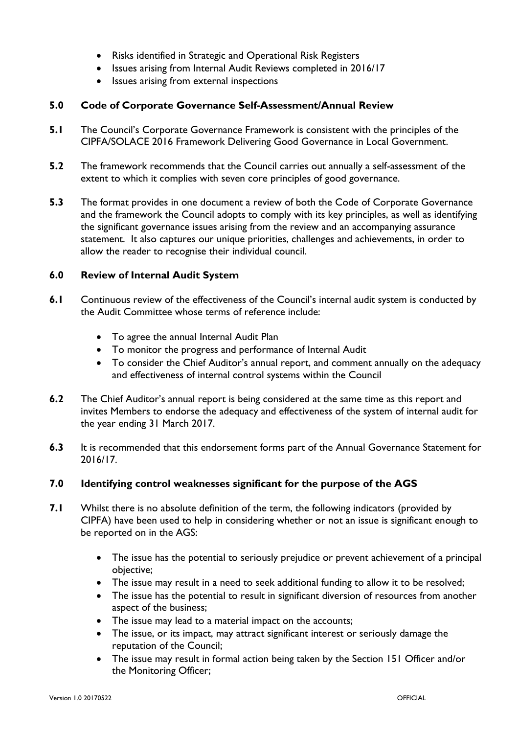- Risks identified in Strategic and Operational Risk Registers
- Issues arising from Internal Audit Reviews completed in 2016/17
- Issues arising from external inspections

## 5.0 Code of Corporate Governance Self-Assessment/Annual Review

**5.1** The Council's Corporate Governance Framework is consistent with the principles of the CIPFA/SOLACE 2016 Framework Delivering Good Governance in Local Government.

**5.2** The framework recommends that the Council carries out annually a self-assessment of the extent to which it complies with seven core principles of good governance.

**5.3** The format provides in one document a review of both the Code of Corporate Governance and the framework the Council adopts to comply with its key principles, as well as identifying the significant governance issues arising from the review and an accompanying assurance statement. It also captures our unique priorities, challenges and achievements, in order to allow the reader to recognise their individual council.

## 6.0 Review of Internal Audit System

**6.1** Continuous review of the effectiveness of the Council's internal audit system is conducted by the Audit Committee whose terms of reference include:

- To agree the annual Internal Audit Plan
- To monitor the progress and performance of Internal Audit
- To consider the Chief Auditor's annual report, and comment annually on the adequacy and effectiveness of internal control systems within the Council

**6.2** The Chief Auditor's annual report is being considered at the same time as this report and invites Members to endorse the adequacy and effectiveness of the system of internal audit for the year ending 31 March 2017.

**6.3** It is recommended that this endorsement forms part of the Annual Governance Statement for 2016/17.

## 7.0 Identifying control weaknesses significant for the purpose of the AGS

**7.1** Whilst there is no absolute definition of the term, the following indicators (provided by CIPFA) have been used to help in considering whether or not an issue is significant enough to be reported on in the AGS:

- The issue has the potential to seriously prejudice or prevent achievement of a principal objective;
- The issue may result in a need to seek additional funding to allow it to be resolved;
- The issue has the potential to result in significant diversion of resources from another aspect of the business;
- The issue may lead to a material impact on the accounts;
- The issue, or its impact, may attract significant interest or seriously damage the reputation of the Council;
- The issue may result in formal action being taken by the Section 151 Officer and/or the Monitoring Officer;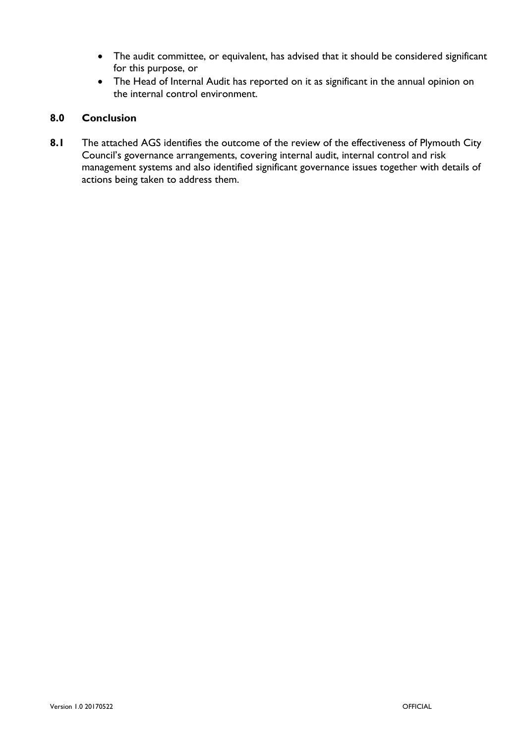- The audit committee, or equivalent, has advised that it should be considered significant for this purpose, or
- The Head of Internal Audit has reported on it as significant in the annual opinion on the internal control environment.

## 8.0 Conclusion

**8.1** The attached AGS identifies the outcome of the review of the effectiveness of Plymouth City Council's governance arrangements, covering internal audit, internal control and risk management systems and also identified significant governance issues together with details of actions being taken to address them.